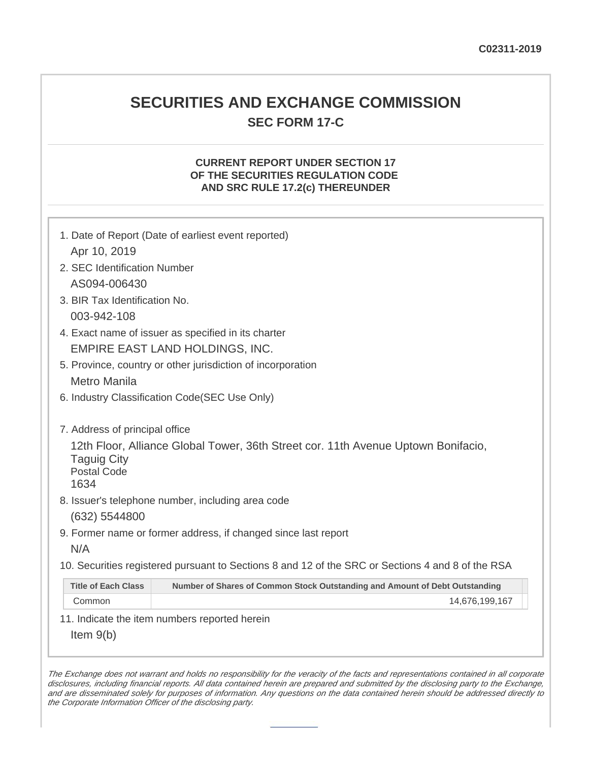C02311-2019

# SECURITIES AND EXCHANGE COMMISSION

## SEC FORM 17-C

### CURRENT REPORT UNDER SECTION 17 OF THE SECURITIES REGULATION CODE AND SRC RULE 17.2(c) THEREUNDER

1. Date of Report (Date of earliest event reported)

   Apr 10, 2019

2. SEC Identification Number

   AS094-006430

3. BIR Tax Identification No.

   003-942-108

4. Exact name of issuer as specified in its charter

   EMPIRE EAST LAND HOLDINGS, INC.

5. Province, country or other jurisdiction of incorporation

   Metro Manila

6. Industry Classification Code(SEC Use Only)

7. Address of principal office

   12th Floor, Alliance Global Tower, 36th Street cor. 11th Avenue Uptown Bonifacio, Taguig City
   Postal Code
   1634

8. Issuer's telephone number, including area code

   (632) 5544800

9. Former name or former address, if changed since last report

   N/A

10. Securities registered pursuant to Sections 8 and 12 of the SRC or Sections 4 and 8 of the RSA

| Title of Each Class | Number of Shares of Common Stock Outstanding and Amount of Debt Outstanding |
|---|---|
| Common | 14,676,199,167 |

11. Indicate the item numbers reported herein

    Item 9(b)

*The Exchange does not warrant and holds no responsibility for the veracity of the facts and representations contained in all corporate disclosures, including financial reports. All data contained herein are prepared and submitted by the disclosing party to the Exchange, and are disseminated solely for purposes of information. Any questions on the data contained herein should be addressed directly to the Corporate Information Officer of the disclosing party.*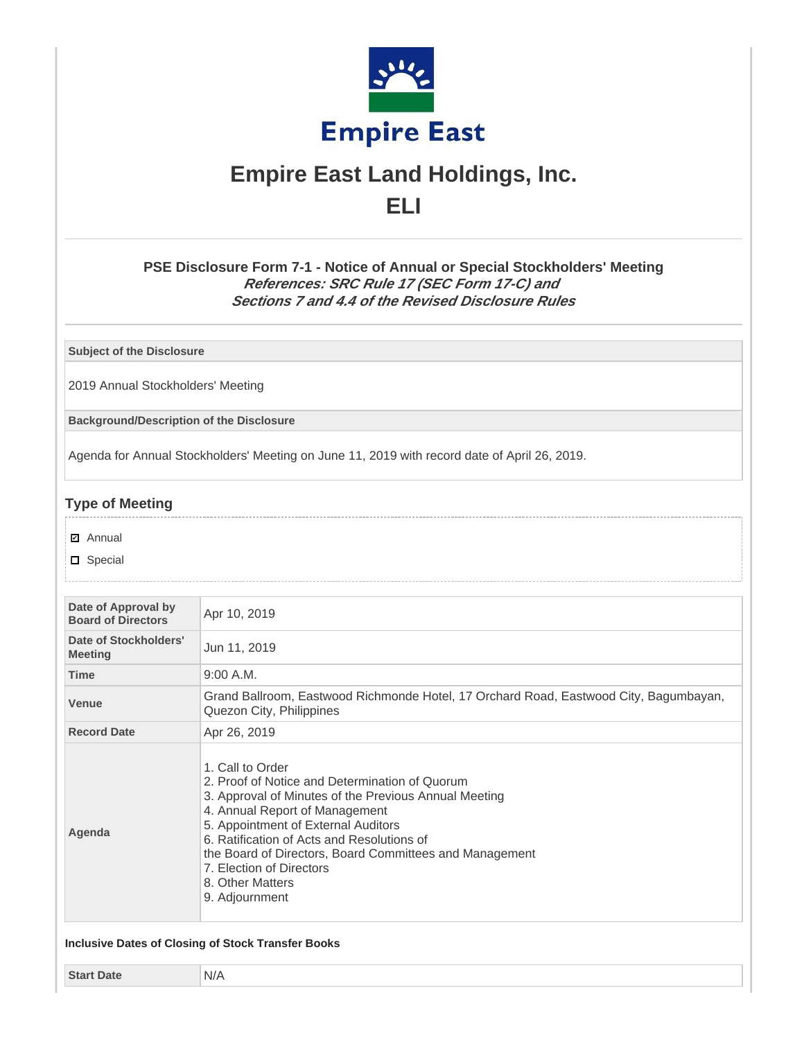# Empire East Land Holdings, Inc.

## ELI

### PSE Disclosure Form 7-1 - Notice of Annual or Special Stockholders' Meeting

***References: SRC Rule 17 (SEC Form 17-C) and Sections 7 and 4.4 of the Revised Disclosure Rules***

| Subject of the Disclosure |
|---|
| 2019 Annual Stockholders' Meeting |

| Background/Description of the Disclosure |
|---|
| Agenda for Annual Stockholders' Meeting on June 11, 2019 with record date of April 26, 2019. |

## Type of Meeting

- [x] Annual
- [ ] Special

| | |
|---|---|
| **Date of Approval by Board of Directors** | Apr 10, 2019 |
| **Date of Stockholders' Meeting** | Jun 11, 2019 |
| **Time** | 9:00 A.M. |
| **Venue** | Grand Ballroom, Eastwood Richmonde Hotel, 17 Orchard Road, Eastwood City, Bagumbayan, Quezon City, Philippines |
| **Record Date** | Apr 26, 2019 |
| **Agenda** | 1. Call to Order<br>2. Proof of Notice and Determination of Quorum<br>3. Approval of Minutes of the Previous Annual Meeting<br>4. Annual Report of Management<br>5. Appointment of External Auditors<br>6. Ratification of Acts and Resolutions of<br>the Board of Directors, Board Committees and Management<br>7. Election of Directors<br>8. Other Matters<br>9. Adjournment |

**Inclusive Dates of Closing of Stock Transfer Books**

| | |
|---|---|
| **Start Date** | N/A |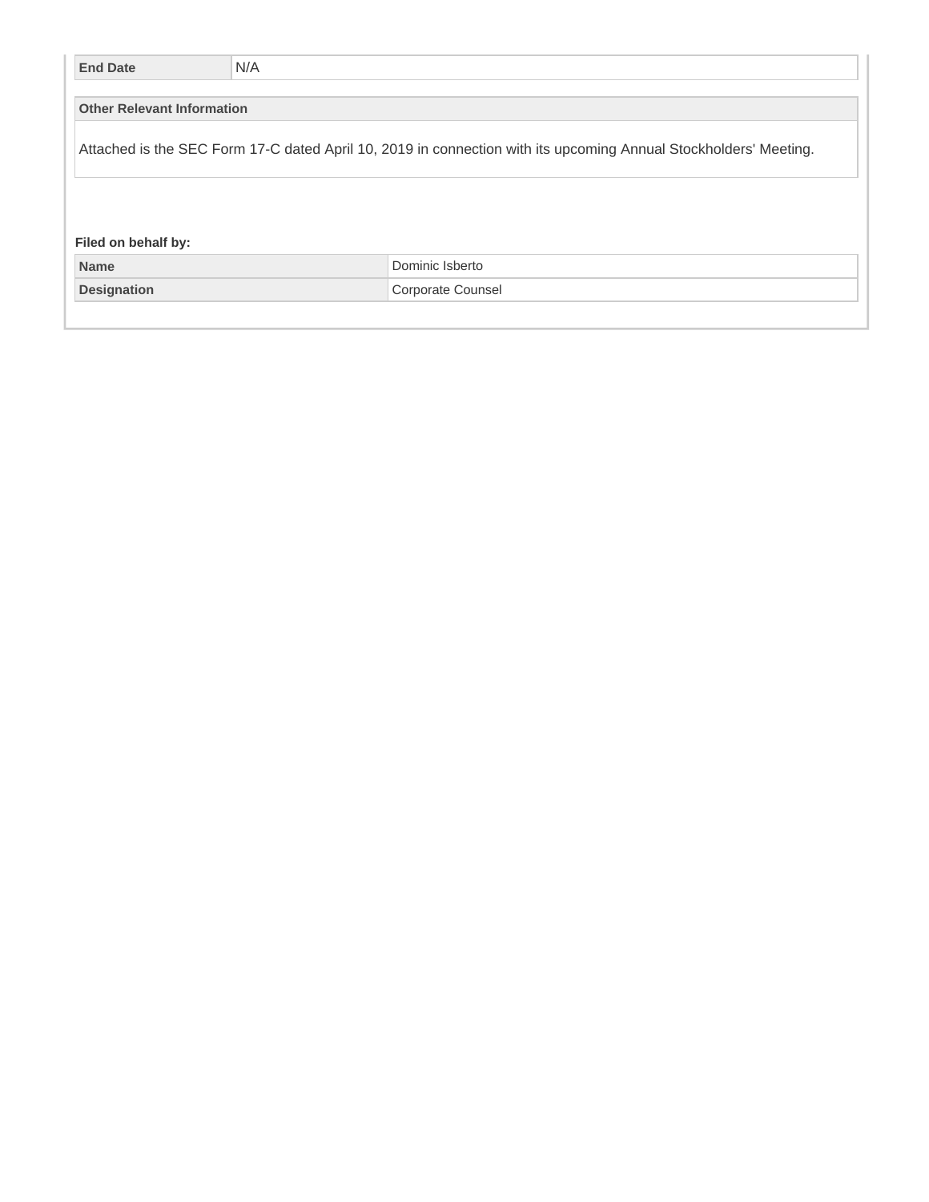| End Date | N/A |
| --- | --- |

| Other Relevant Information |
| --- |
| Attached is the SEC Form 17-C dated April 10, 2019 in connection with its upcoming Annual Stockholders' Meeting. |

**Filed on behalf by:**

| Name | Dominic Isberto |
| --- | --- |
| Designation | Corporate Counsel |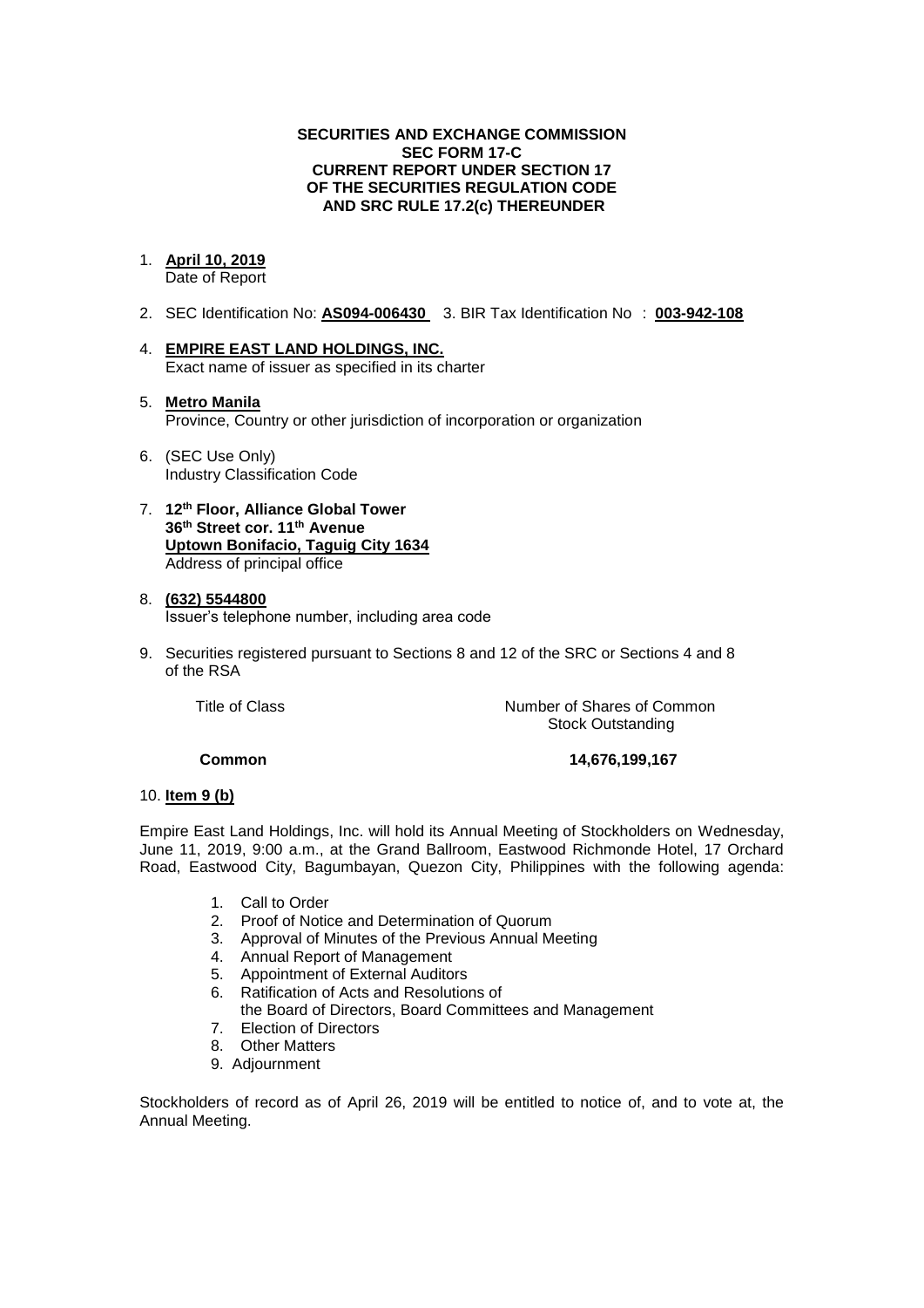**SECURITIES AND EXCHANGE COMMISSION**
**SEC FORM 17-C**
**CURRENT REPORT UNDER SECTION 17**
**OF THE SECURITIES REGULATION CODE**
**AND SRC RULE 17.2(c) THEREUNDER**

1. **April 10, 2019**
   Date of Report

2. SEC Identification No: **AS094-006430** 3. BIR Tax Identification No : **003-942-108**

4. **EMPIRE EAST LAND HOLDINGS, INC.**
   Exact name of issuer as specified in its charter

5. **Metro Manila**
   Province, Country or other jurisdiction of incorporation or organization

6. (SEC Use Only)
   Industry Classification Code

7. **12th Floor, Alliance Global Tower**
   **36th Street cor. 11th Avenue**
   **Uptown Bonifacio, Taguig City 1634**
   Address of principal office

8. **(632) 5544800**
   Issuer's telephone number, including area code

9. Securities registered pursuant to Sections 8 and 12 of the SRC or Sections 4 and 8 of the RSA

| Title of Class | Number of Shares of Common Stock Outstanding |
|---|---|
| **Common** | **14,676,199,167** |

10. **Item 9 (b)**

Empire East Land Holdings, Inc. will hold its Annual Meeting of Stockholders on Wednesday, June 11, 2019, 9:00 a.m., at the Grand Ballroom, Eastwood Richmonde Hotel, 17 Orchard Road, Eastwood City, Bagumbayan, Quezon City, Philippines with the following agenda:

1. Call to Order
2. Proof of Notice and Determination of Quorum
3. Approval of Minutes of the Previous Annual Meeting
4. Annual Report of Management
5. Appointment of External Auditors
6. Ratification of Acts and Resolutions of the Board of Directors, Board Committees and Management
7. Election of Directors
8. Other Matters
9. Adjournment

Stockholders of record as of April 26, 2019 will be entitled to notice of, and to vote at, the Annual Meeting.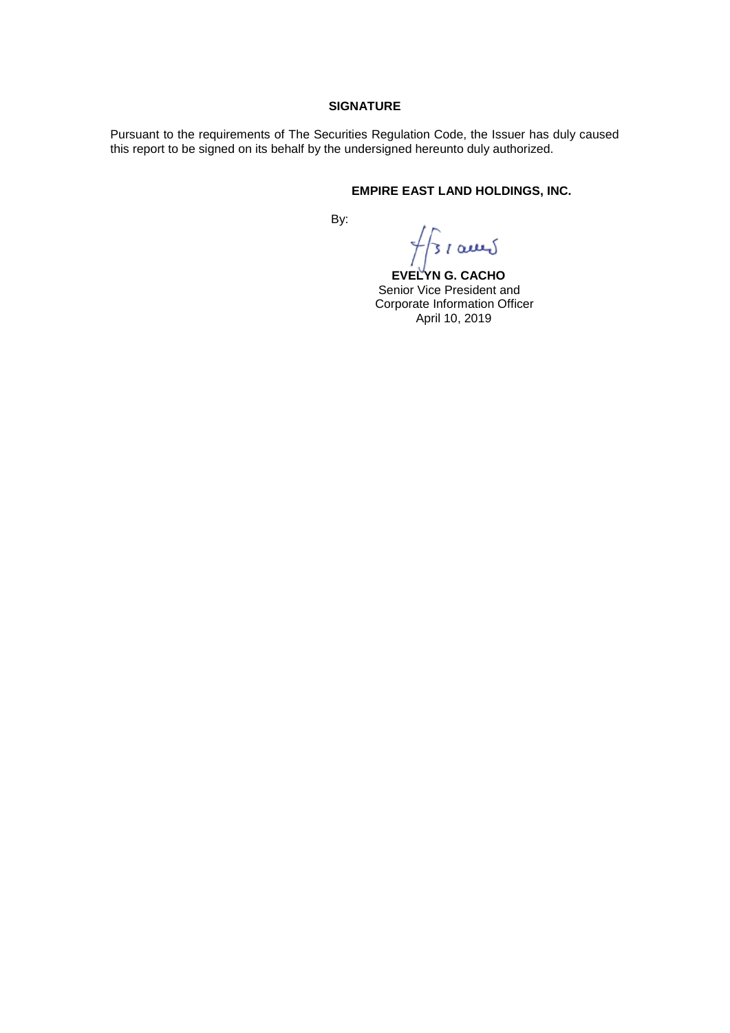## SIGNATURE

Pursuant to the requirements of The Securities Regulation Code, the Issuer has duly caused this report to be signed on its behalf by the undersigned hereunto duly authorized.

**EMPIRE EAST LAND HOLDINGS, INC.**

By:

**EVELYN G. CACHO**
Senior Vice President and
Corporate Information Officer
April 10, 2019